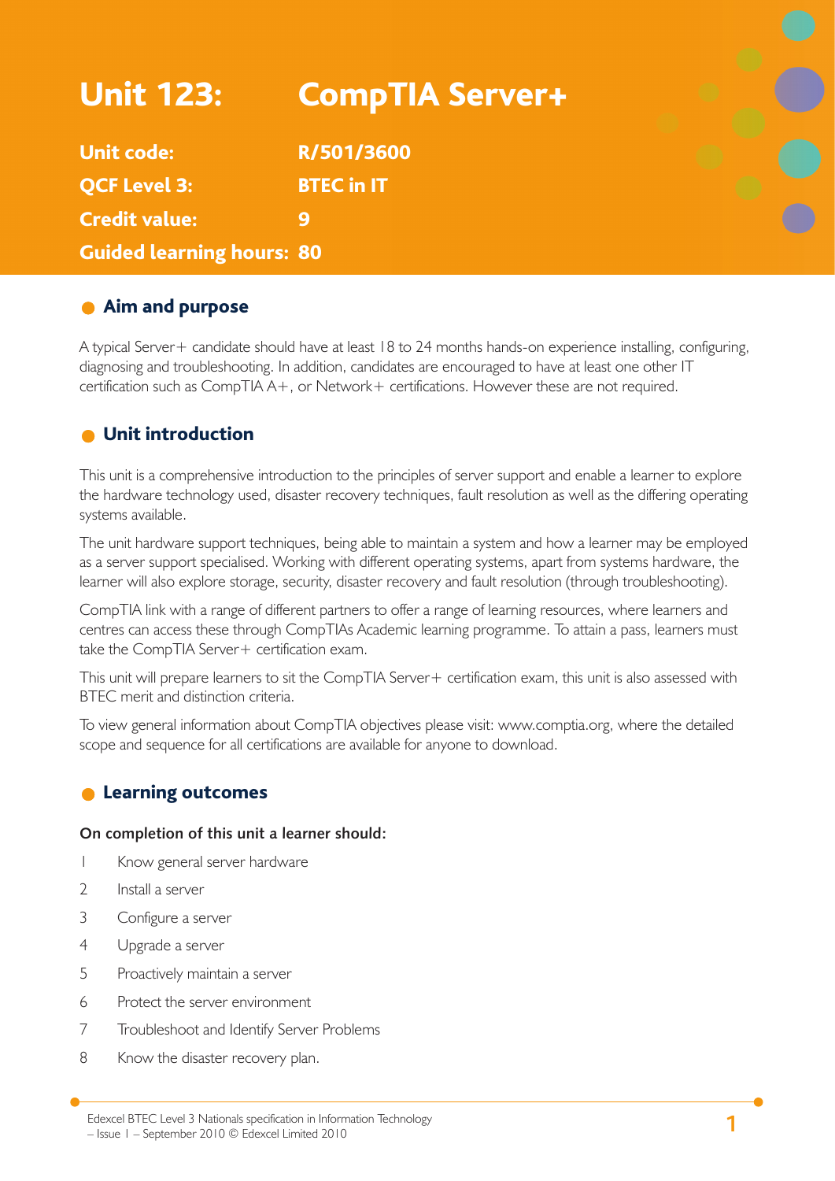# Unit 123: CompTIA Server+

**Unit code:** R/501/3600

**QCF Level 3:** BTEC in IT

**Credit value:** 9

**Guided learning hours:** 80

## Aim and purpose

A typical Server+ candidate should have at least 18 to 24 months hands-on experience installing, configuring, diagnosing and troubleshooting. In addition, candidates are encouraged to have at least one other IT certification such as CompTIA A+, or Network+ certifications. However these are not required.

## Unit introduction

This unit is a comprehensive introduction to the principles of server support and enable a learner to explore the hardware technology used, disaster recovery techniques, fault resolution as well as the differing operating systems available.

The unit hardware support techniques, being able to maintain a system and how a learner may be employed as a server support specialised. Working with different operating systems, apart from systems hardware, the learner will also explore storage, security, disaster recovery and fault resolution (through troubleshooting).

CompTIA link with a range of different partners to offer a range of learning resources, where learners and centres can access these through CompTIAs Academic learning programme. To attain a pass, learners must take the CompTIA Server+ certification exam.

This unit will prepare learners to sit the CompTIA Server+ certification exam, this unit is also assessed with BTEC merit and distinction criteria.

To view general information about CompTIA objectives please visit: www.comptia.org, where the detailed scope and sequence for all certifications are available for anyone to download.

## Learning outcomes

**On completion of this unit a learner should:**

1. Know general server hardware
2. Install a server
3. Configure a server
4. Upgrade a server
5. Proactively maintain a server
6. Protect the server environment
7. Troubleshoot and Identify Server Problems
8. Know the disaster recovery plan.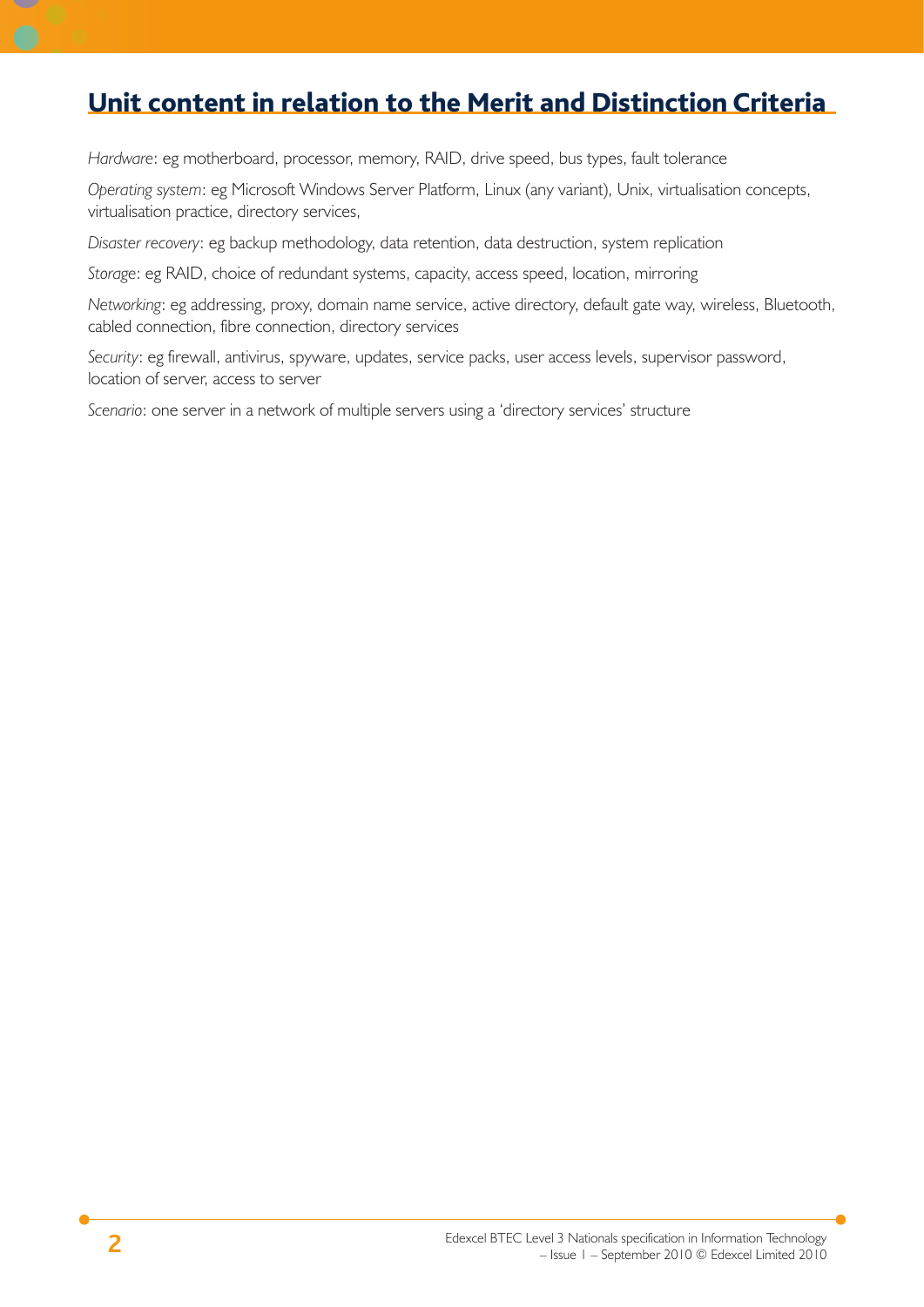## Unit content in relation to the Merit and Distinction Criteria

*Hardware*: eg motherboard, processor, memory, RAID, drive speed, bus types, fault tolerance

*Operating system*: eg Microsoft Windows Server Platform, Linux (any variant), Unix, virtualisation concepts, virtualisation practice, directory services,

*Disaster recovery*: eg backup methodology, data retention, data destruction, system replication

*Storage*: eg RAID, choice of redundant systems, capacity, access speed, location, mirroring

*Networking*: eg addressing, proxy, domain name service, active directory, default gate way, wireless, Bluetooth, cabled connection, fibre connection, directory services

*Security*: eg firewall, antivirus, spyware, updates, service packs, user access levels, supervisor password, location of server, access to server

*Scenario*: one server in a network of multiple servers using a 'directory services' structure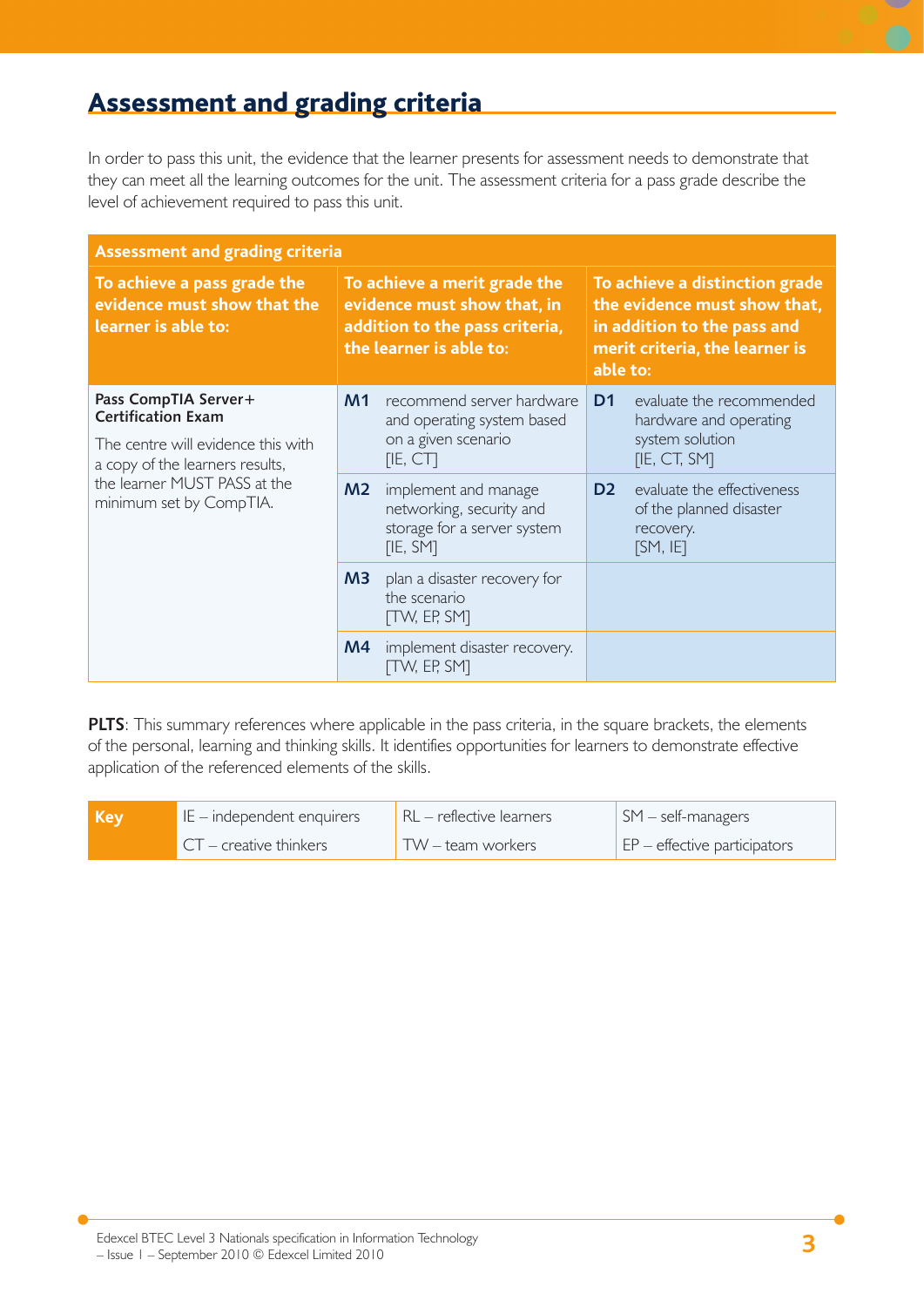## Assessment and grading criteria

In order to pass this unit, the evidence that the learner presents for assessment needs to demonstrate that they can meet all the learning outcomes for the unit. The assessment criteria for a pass grade describe the level of achievement required to pass this unit.

| Assessment and grading criteria | | | | |
|---|---|---|---|---|
| **To achieve a pass grade the evidence must show that the learner is able to:** | **To achieve a merit grade the evidence must show that, in addition to the pass criteria, the learner is able to:** | | **To achieve a distinction grade the evidence must show that, in addition to the pass and merit criteria, the learner is able to:** | |
| **Pass CompTIA Server+ Certification Exam**<br><br>The centre will evidence this with a copy of the learners results, the learner MUST PASS at the minimum set by CompTIA. | **M1** | recommend server hardware and operating system based on a given scenario [IE, CT] | **D1** | evaluate the recommended hardware and operating system solution [IE, CT, SM] |
| | **M2** | implement and manage networking, security and storage for a server system [IE, SM] | **D2** | evaluate the effectiveness of the planned disaster recovery. [SM, IE] |
| | **M3** | plan a disaster recovery for the scenario [TW, EP, SM] | | |
| | **M4** | implement disaster recovery. [TW, EP, SM] | | |

**PLTS**: This summary references where applicable in the pass criteria, in the square brackets, the elements of the personal, learning and thinking skills. It identifies opportunities for learners to demonstrate effective application of the referenced elements of the skills.

| Key | | | |
|---|---|---|---|
| | IE – independent enquirers | RL – reflective learners | SM – self-managers |
| | CT – creative thinkers | TW – team workers | EP – effective participators |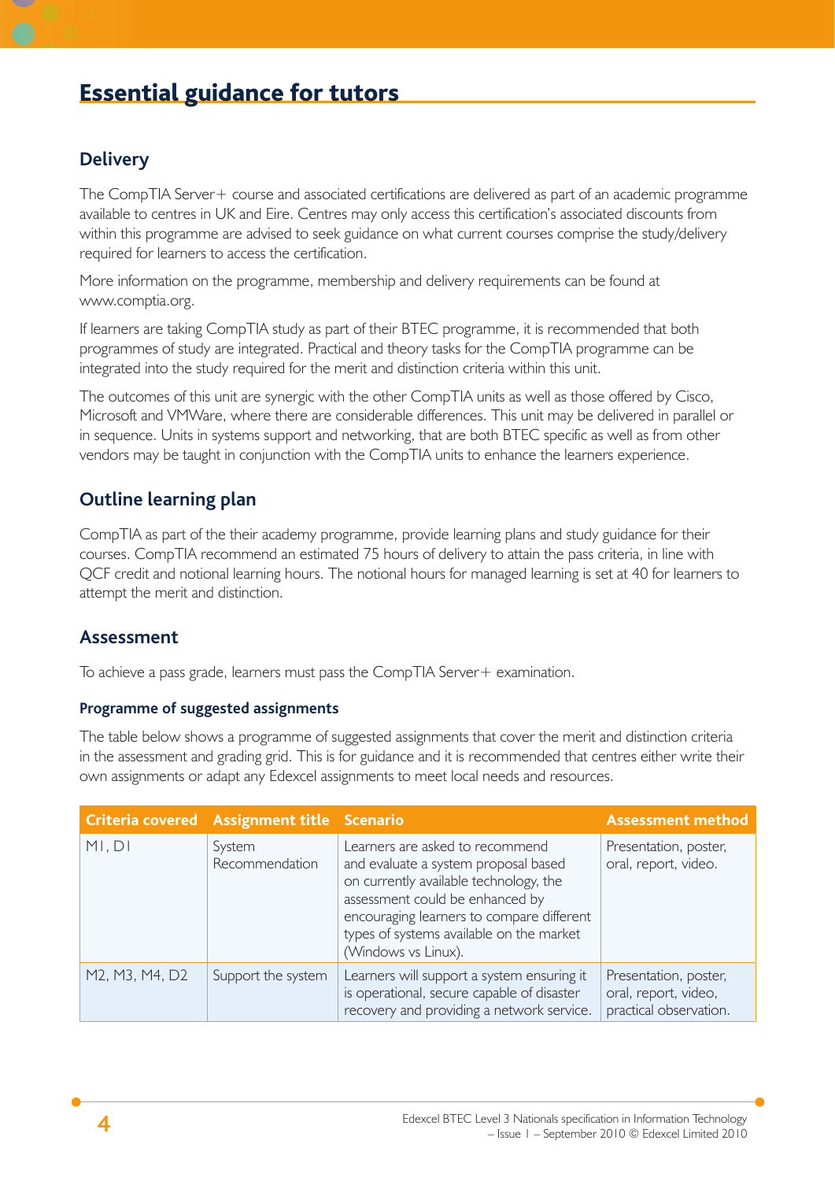# Essential guidance for tutors

## Delivery

The CompTIA Server+ course and associated certifications are delivered as part of an academic programme available to centres in UK and Eire. Centres may only access this certification's associated discounts from within this programme are advised to seek guidance on what current courses comprise the study/delivery required for learners to access the certification.

More information on the programme, membership and delivery requirements can be found at www.comptia.org.

If learners are taking CompTIA study as part of their BTEC programme, it is recommended that both programmes of study are integrated. Practical and theory tasks for the CompTIA programme can be integrated into the study required for the merit and distinction criteria within this unit.

The outcomes of this unit are synergic with the other CompTIA units as well as those offered by Cisco, Microsoft and VMWare, where there are considerable differences. This unit may be delivered in parallel or in sequence. Units in systems support and networking, that are both BTEC specific as well as from other vendors may be taught in conjunction with the CompTIA units to enhance the learners experience.

## Outline learning plan

CompTIA as part of the their academy programme, provide learning plans and study guidance for their courses. CompTIA recommend an estimated 75 hours of delivery to attain the pass criteria, in line with QCF credit and notional learning hours. The notional hours for managed learning is set at 40 for learners to attempt the merit and distinction.

## Assessment

To achieve a pass grade, learners must pass the CompTIA Server+ examination.

### Programme of suggested assignments

The table below shows a programme of suggested assignments that cover the merit and distinction criteria in the assessment and grading grid. This is for guidance and it is recommended that centres either write their own assignments or adapt any Edexcel assignments to meet local needs and resources.

| Criteria covered | Assignment title | Scenario | Assessment method |
|---|---|---|---|
| M1, D1 | System Recommendation | Learners are asked to recommend and evaluate a system proposal based on currently available technology, the assessment could be enhanced by encouraging learners to compare different types of systems available on the market (Windows vs Linux). | Presentation, poster, oral, report, video. |
| M2, M3, M4, D2 | Support the system | Learners will support a system ensuring it is operational, secure capable of disaster recovery and providing a network service. | Presentation, poster, oral, report, video, practical observation. |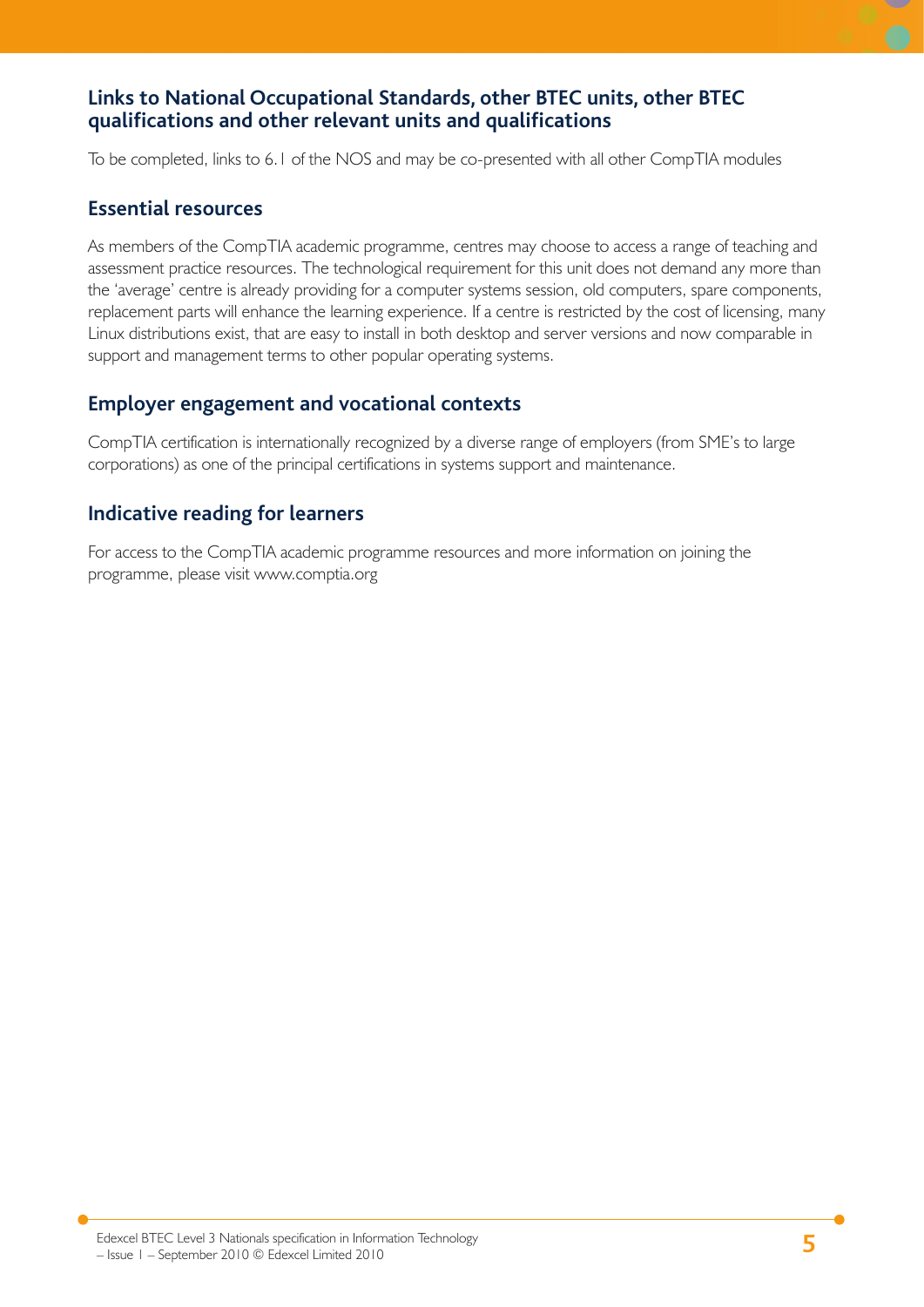## Links to National Occupational Standards, other BTEC units, other BTEC qualifications and other relevant units and qualifications

To be completed, links to 6.1 of the NOS and may be co-presented with all other CompTIA modules

## Essential resources

As members of the CompTIA academic programme, centres may choose to access a range of teaching and assessment practice resources. The technological requirement for this unit does not demand any more than the 'average' centre is already providing for a computer systems session, old computers, spare components, replacement parts will enhance the learning experience. If a centre is restricted by the cost of licensing, many Linux distributions exist, that are easy to install in both desktop and server versions and now comparable in support and management terms to other popular operating systems.

## Employer engagement and vocational contexts

CompTIA certification is internationally recognized by a diverse range of employers (from SME's to large corporations) as one of the principal certifications in systems support and maintenance.

## Indicative reading for learners

For access to the CompTIA academic programme resources and more information on joining the programme, please visit www.comptia.org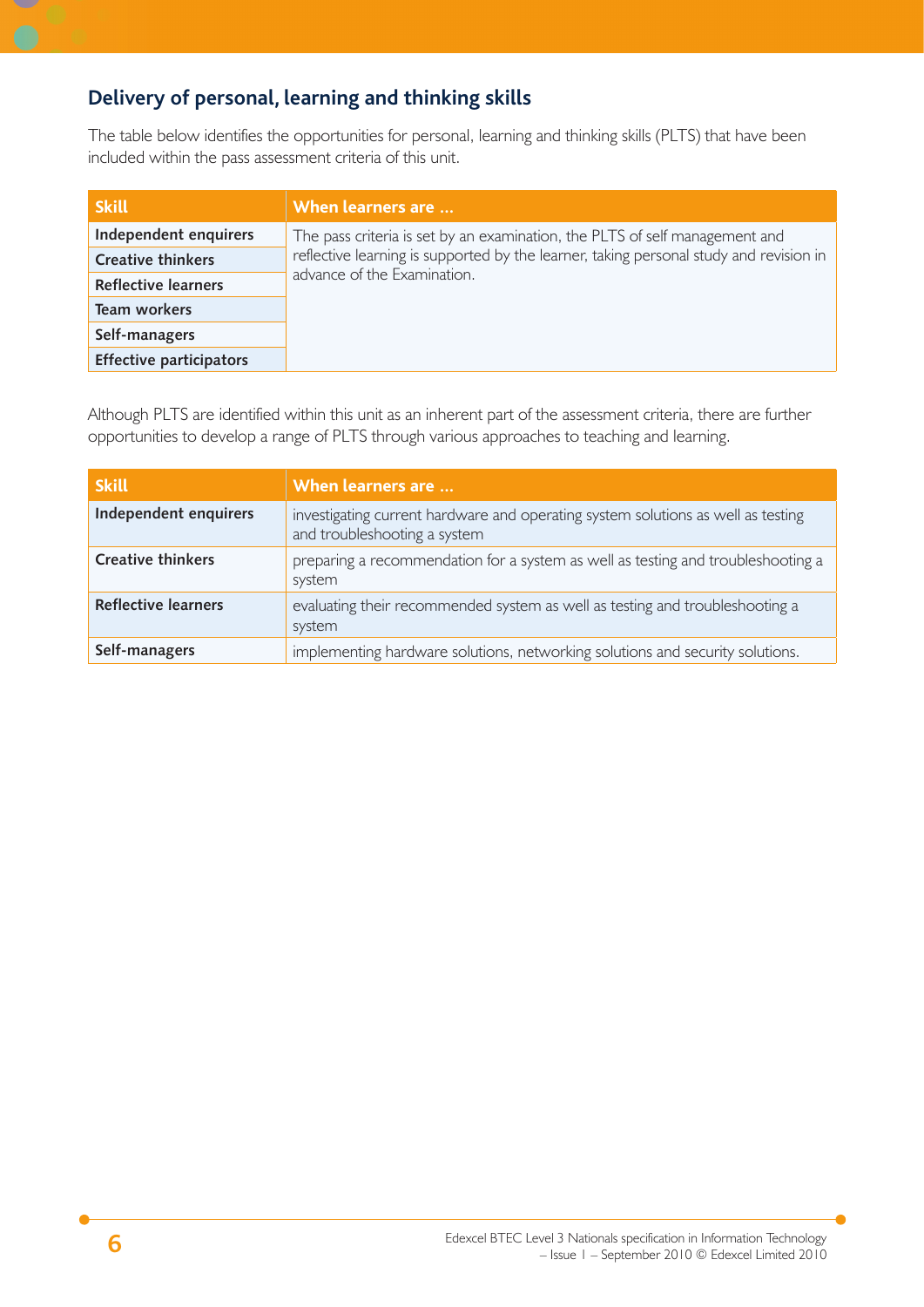## Delivery of personal, learning and thinking skills

The table below identifies the opportunities for personal, learning and thinking skills (PLTS) that have been included within the pass assessment criteria of this unit.

| Skill | When learners are … |
|---|---|
| Independent enquirers | The pass criteria is set by an examination, the PLTS of self management and reflective learning is supported by the learner, taking personal study and revision in advance of the Examination. |
| Creative thinkers | |
| Reflective learners | |
| Team workers | |
| Self-managers | |
| Effective participators | |

Although PLTS are identified within this unit as an inherent part of the assessment criteria, there are further opportunities to develop a range of PLTS through various approaches to teaching and learning.

| Skill | When learners are … |
|---|---|
| Independent enquirers | investigating current hardware and operating system solutions as well as testing and troubleshooting a system |
| Creative thinkers | preparing a recommendation for a system as well as testing and troubleshooting a system |
| Reflective learners | evaluating their recommended system as well as testing and troubleshooting a system |
| Self-managers | implementing hardware solutions, networking solutions and security solutions. |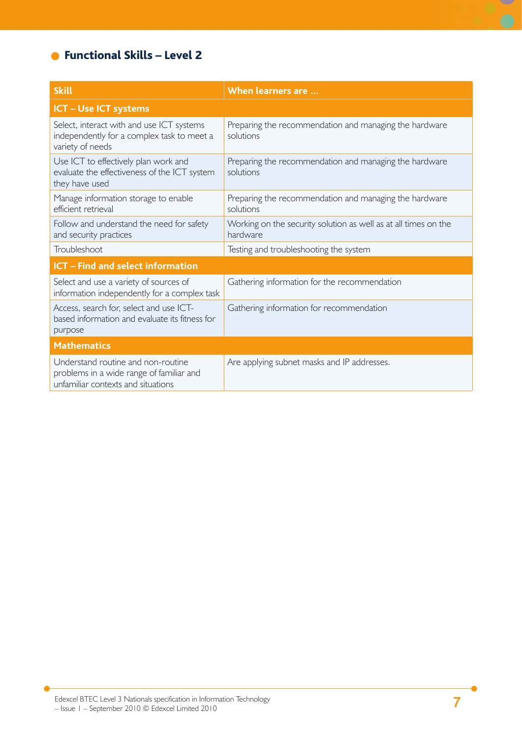## Functional Skills – Level 2

| Skill | When learners are … |
|---|---|
| **ICT – Use ICT systems** | |
| Select, interact with and use ICT systems independently for a complex task to meet a variety of needs | Preparing the recommendation and managing the hardware solutions |
| Use ICT to effectively plan work and evaluate the effectiveness of the ICT system they have used | Preparing the recommendation and managing the hardware solutions |
| Manage information storage to enable efficient retrieval | Preparing the recommendation and managing the hardware solutions |
| Follow and understand the need for safety and security practices | Working on the security solution as well as at all times on the hardware |
| Troubleshoot | Testing and troubleshooting the system |
| **ICT – Find and select information** | |
| Select and use a variety of sources of information independently for a complex task | Gathering information for the recommendation |
| Access, search for, select and use ICT-based information and evaluate its fitness for purpose | Gathering information for recommendation |
| **Mathematics** | |
| Understand routine and non-routine problems in a wide range of familiar and unfamiliar contexts and situations | Are applying subnet masks and IP addresses. |